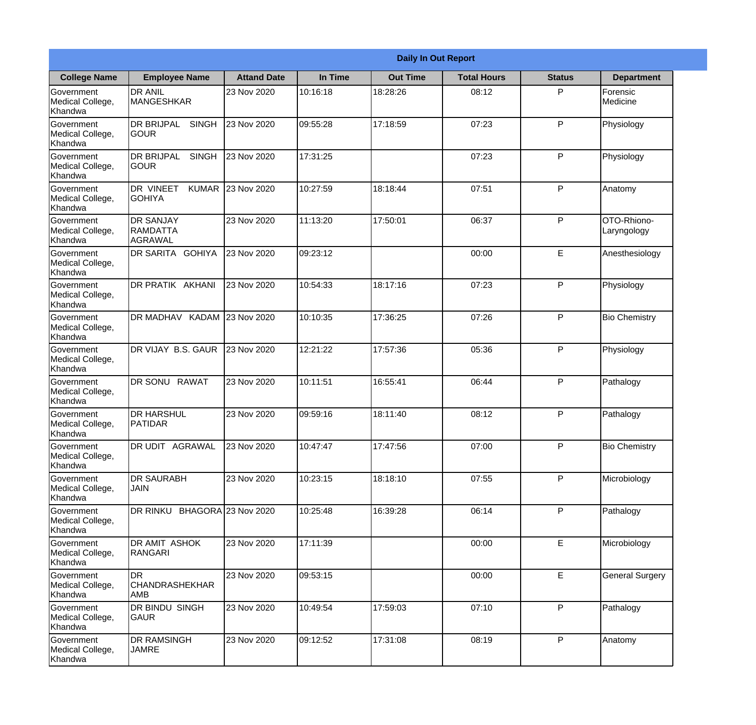**Daily In Out Report**

| College Name | Employee Name | Attand Date | In Time | Out Time | Total Hours | Status | Department |
|---|---|---|---|---|---|---|---|
| Government Medical College, Khandwa | DR ANIL MANGESHKAR | 23 Nov 2020 | 10:16:18 | 18:28:26 | 08:12 | P | Forensic Medicine |
| Government Medical College, Khandwa | DR BRIJPAL SINGH GOUR | 23 Nov 2020 | 09:55:28 | 17:18:59 | 07:23 | P | Physiology |
| Government Medical College, Khandwa | DR BRIJPAL SINGH GOUR | 23 Nov 2020 | 17:31:25 | | 07:23 | P | Physiology |
| Government Medical College, Khandwa | DR VINEET KUMAR GOHIYA | 23 Nov 2020 | 10:27:59 | 18:18:44 | 07:51 | P | Anatomy |
| Government Medical College, Khandwa | DR SANJAY RAMDATTA AGRAWAL | 23 Nov 2020 | 11:13:20 | 17:50:01 | 06:37 | P | OTO-Rhiono-Laryngology |
| Government Medical College, Khandwa | DR SARITA GOHIYA | 23 Nov 2020 | 09:23:12 | | 00:00 | E | Anesthesiology |
| Government Medical College, Khandwa | DR PRATIK AKHANI | 23 Nov 2020 | 10:54:33 | 18:17:16 | 07:23 | P | Physiology |
| Government Medical College, Khandwa | DR MADHAV KADAM | 23 Nov 2020 | 10:10:35 | 17:36:25 | 07:26 | P | Bio Chemistry |
| Government Medical College, Khandwa | DR VIJAY B.S. GAUR | 23 Nov 2020 | 12:21:22 | 17:57:36 | 05:36 | P | Physiology |
| Government Medical College, Khandwa | DR SONU RAWAT | 23 Nov 2020 | 10:11:51 | 16:55:41 | 06:44 | P | Pathalogy |
| Government Medical College, Khandwa | DR HARSHUL PATIDAR | 23 Nov 2020 | 09:59:16 | 18:11:40 | 08:12 | P | Pathalogy |
| Government Medical College, Khandwa | DR UDIT AGRAWAL | 23 Nov 2020 | 10:47:47 | 17:47:56 | 07:00 | P | Bio Chemistry |
| Government Medical College, Khandwa | DR SAURABH JAIN | 23 Nov 2020 | 10:23:15 | 18:18:10 | 07:55 | P | Microbiology |
| Government Medical College, Khandwa | DR RINKU BHAGORA | 23 Nov 2020 | 10:25:48 | 16:39:28 | 06:14 | P | Pathalogy |
| Government Medical College, Khandwa | DR AMIT ASHOK RANGARI | 23 Nov 2020 | 17:11:39 | | 00:00 | E | Microbiology |
| Government Medical College, Khandwa | DR CHANDRASHEKHAR AMB | 23 Nov 2020 | 09:53:15 | | 00:00 | E | General Surgery |
| Government Medical College, Khandwa | DR BINDU SINGH GAUR | 23 Nov 2020 | 10:49:54 | 17:59:03 | 07:10 | P | Pathalogy |
| Government Medical College, Khandwa | DR RAMSINGH JAMRE | 23 Nov 2020 | 09:12:52 | 17:31:08 | 08:19 | P | Anatomy |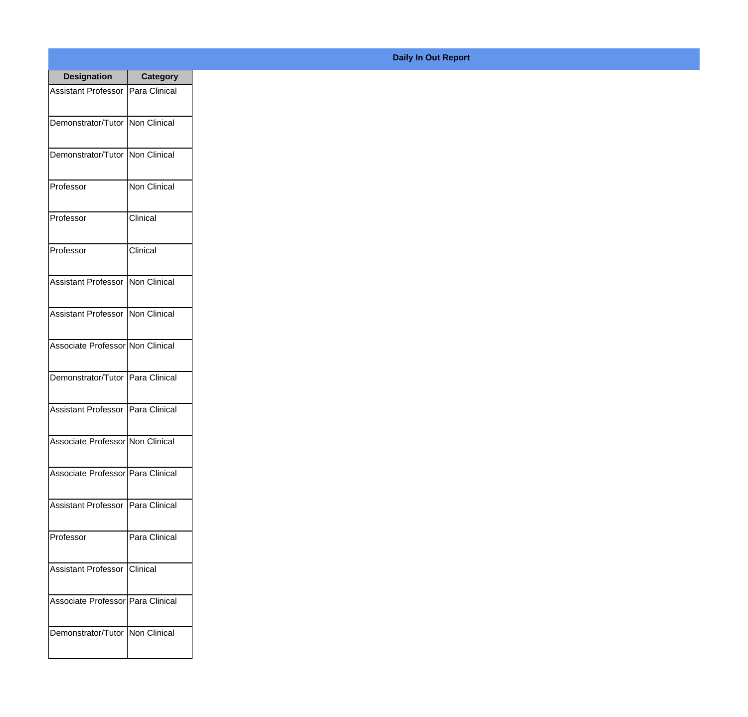**Daily In Out Report**

| Designation | Category |
|---|---|
| Assistant Professor | Para Clinical |
| Demonstrator/Tutor | Non Clinical |
| Demonstrator/Tutor | Non Clinical |
| Professor | Non Clinical |
| Professor | Clinical |
| Professor | Clinical |
| Assistant Professor | Non Clinical |
| Assistant Professor | Non Clinical |
| Associate Professor | Non Clinical |
| Demonstrator/Tutor | Para Clinical |
| Assistant Professor | Para Clinical |
| Associate Professor | Non Clinical |
| Associate Professor | Para Clinical |
| Assistant Professor | Para Clinical |
| Professor | Para Clinical |
| Assistant Professor | Clinical |
| Associate Professor | Para Clinical |
| Demonstrator/Tutor | Non Clinical |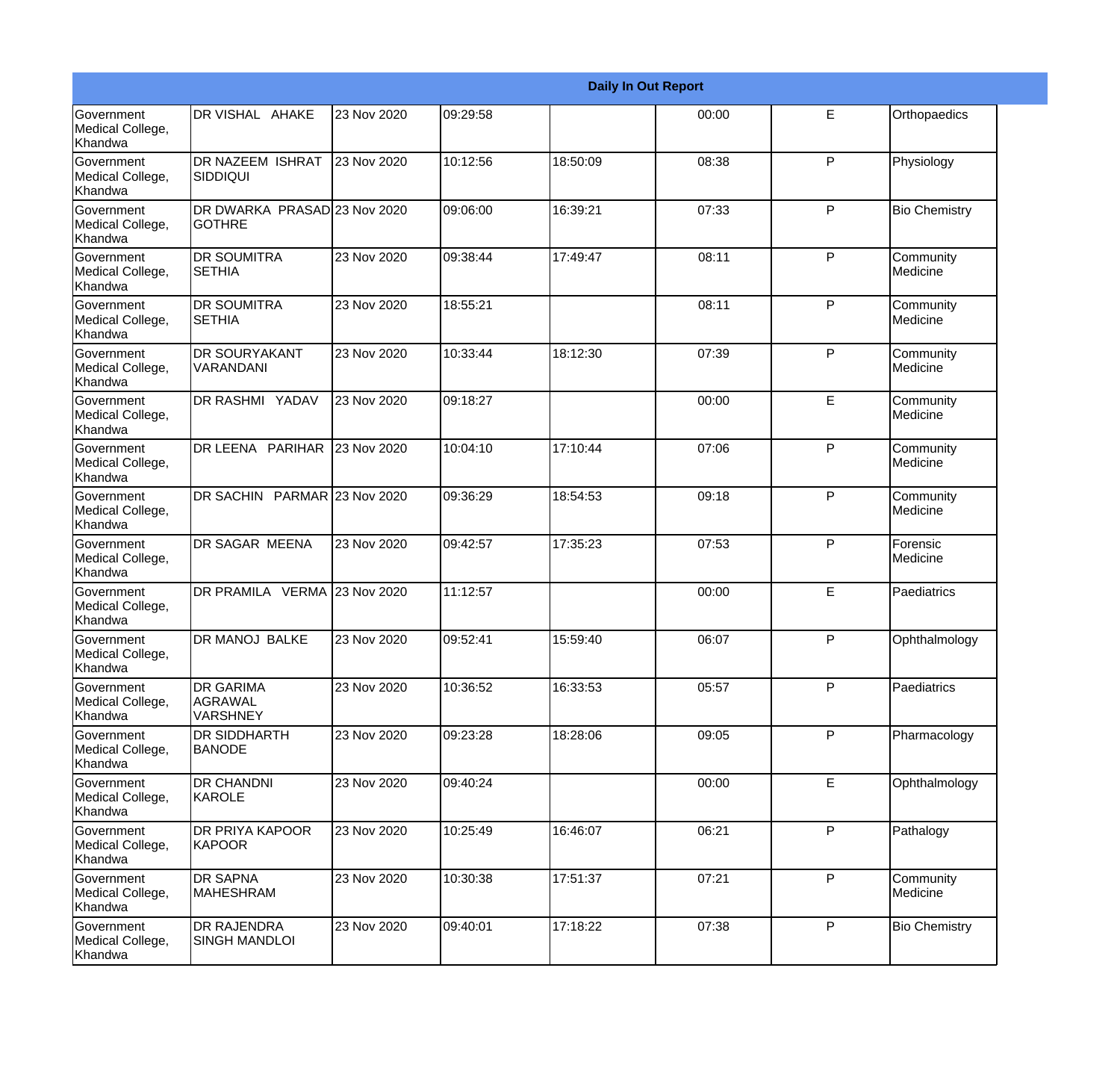| Daily In Out Report | | | | | | | |
|---|---|---|---|---|---|---|---|
| Government Medical College, Khandwa | DR VISHAL AHAKE | 23 Nov 2020 | 09:29:58 | | 00:00 | E | Orthopaedics |
| Government Medical College, Khandwa | DR NAZEEM ISHRAT SIDDIQUI | 23 Nov 2020 | 10:12:56 | 18:50:09 | 08:38 | P | Physiology |
| Government Medical College, Khandwa | DR DWARKA PRASAD GOTHRE | 23 Nov 2020 | 09:06:00 | 16:39:21 | 07:33 | P | Bio Chemistry |
| Government Medical College, Khandwa | DR SOUMITRA SETHIA | 23 Nov 2020 | 09:38:44 | 17:49:47 | 08:11 | P | Community Medicine |
| Government Medical College, Khandwa | DR SOUMITRA SETHIA | 23 Nov 2020 | 18:55:21 | | 08:11 | P | Community Medicine |
| Government Medical College, Khandwa | DR SOURYAKANT VARANDANI | 23 Nov 2020 | 10:33:44 | 18:12:30 | 07:39 | P | Community Medicine |
| Government Medical College, Khandwa | DR RASHMI YADAV | 23 Nov 2020 | 09:18:27 | | 00:00 | E | Community Medicine |
| Government Medical College, Khandwa | DR LEENA PARIHAR | 23 Nov 2020 | 10:04:10 | 17:10:44 | 07:06 | P | Community Medicine |
| Government Medical College, Khandwa | DR SACHIN PARMAR | 23 Nov 2020 | 09:36:29 | 18:54:53 | 09:18 | P | Community Medicine |
| Government Medical College, Khandwa | DR SAGAR MEENA | 23 Nov 2020 | 09:42:57 | 17:35:23 | 07:53 | P | Forensic Medicine |
| Government Medical College, Khandwa | DR PRAMILA VERMA | 23 Nov 2020 | 11:12:57 | | 00:00 | E | Paediatrics |
| Government Medical College, Khandwa | DR MANOJ BALKE | 23 Nov 2020 | 09:52:41 | 15:59:40 | 06:07 | P | Ophthalmology |
| Government Medical College, Khandwa | DR GARIMA AGRAWAL VARSHNEY | 23 Nov 2020 | 10:36:52 | 16:33:53 | 05:57 | P | Paediatrics |
| Government Medical College, Khandwa | DR SIDDHARTH BANODE | 23 Nov 2020 | 09:23:28 | 18:28:06 | 09:05 | P | Pharmacology |
| Government Medical College, Khandwa | DR CHANDNI KAROLE | 23 Nov 2020 | 09:40:24 | | 00:00 | E | Ophthalmology |
| Government Medical College, Khandwa | DR PRIYA KAPOOR KAPOOR | 23 Nov 2020 | 10:25:49 | 16:46:07 | 06:21 | P | Pathalogy |
| Government Medical College, Khandwa | DR SAPNA MAHESHRAM | 23 Nov 2020 | 10:30:38 | 17:51:37 | 07:21 | P | Community Medicine |
| Government Medical College, Khandwa | DR RAJENDRA SINGH MANDLOI | 23 Nov 2020 | 09:40:01 | 17:18:22 | 07:38 | P | Bio Chemistry |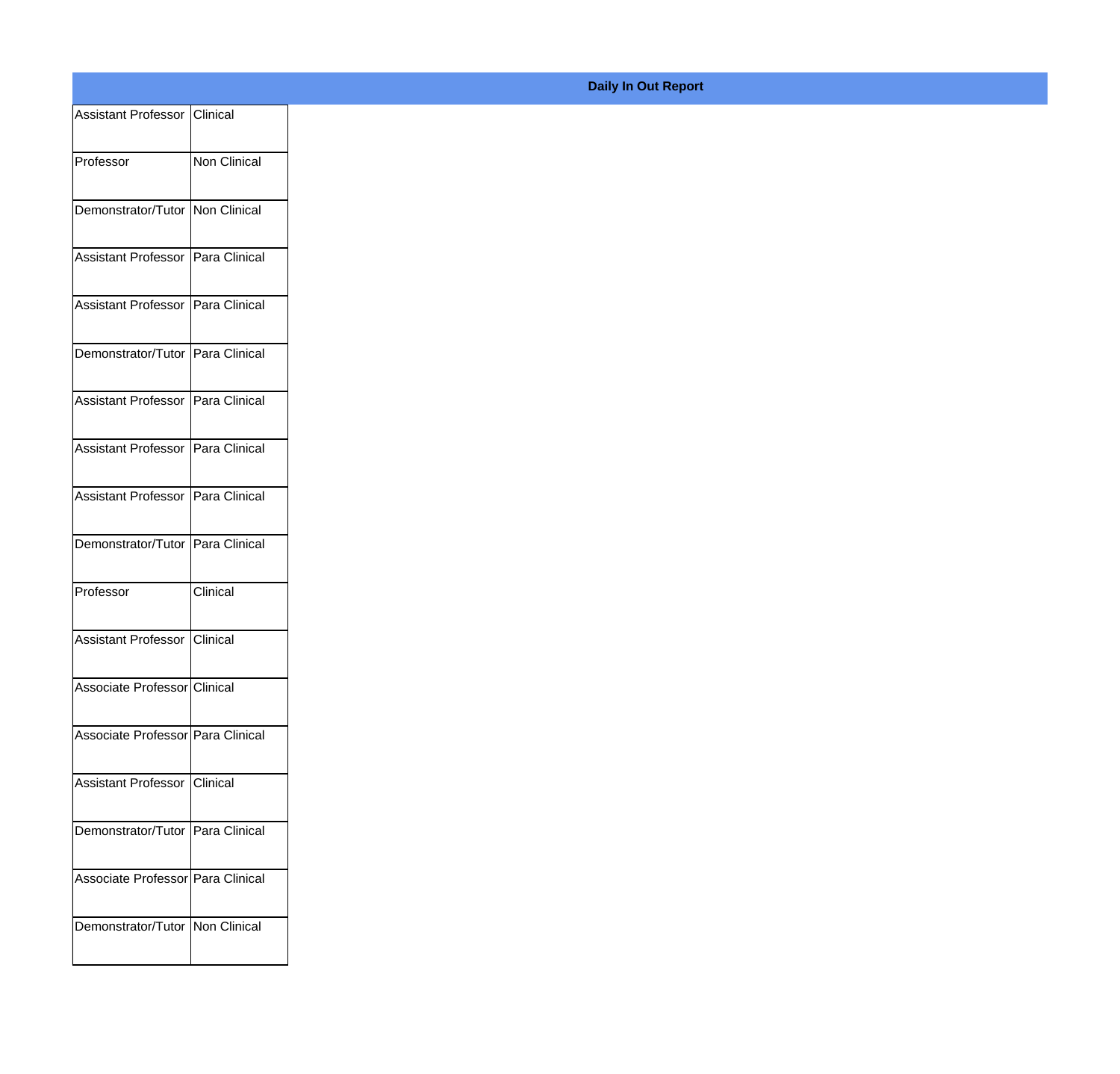**Daily In Out Report**

| | |
|---|---|
| Assistant Professor | Clinical |
| Professor | Non Clinical |
| Demonstrator/Tutor | Non Clinical |
| Assistant Professor | Para Clinical |
| Assistant Professor | Para Clinical |
| Demonstrator/Tutor | Para Clinical |
| Assistant Professor | Para Clinical |
| Assistant Professor | Para Clinical |
| Assistant Professor | Para Clinical |
| Demonstrator/Tutor | Para Clinical |
| Professor | Clinical |
| Assistant Professor | Clinical |
| Associate Professor | Clinical |
| Associate Professor | Para Clinical |
| Assistant Professor | Clinical |
| Demonstrator/Tutor | Para Clinical |
| Associate Professor | Para Clinical |
| Demonstrator/Tutor | Non Clinical |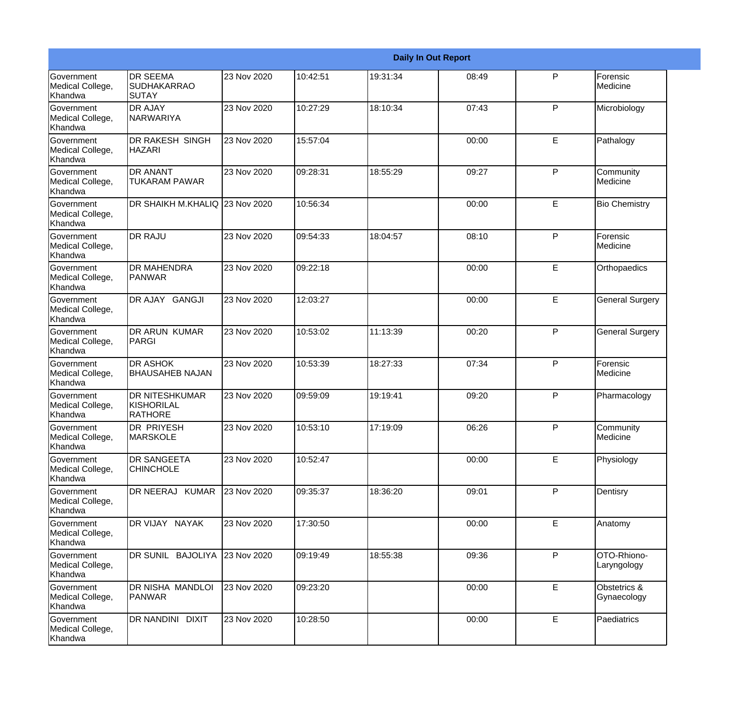| Daily In Out Report | | | | | | | |
|---|---|---|---|---|---|---|---|
| Government Medical College, Khandwa | DR SEEMA SUDHAKARRAO SUTAY | 23 Nov 2020 | 10:42:51 | 19:31:34 | 08:49 | P | Forensic Medicine |
| Government Medical College, Khandwa | DR AJAY NARWARIYA | 23 Nov 2020 | 10:27:29 | 18:10:34 | 07:43 | P | Microbiology |
| Government Medical College, Khandwa | DR RAKESH SINGH HAZARI | 23 Nov 2020 | 15:57:04 | | 00:00 | E | Pathalogy |
| Government Medical College, Khandwa | DR ANANT TUKARAM PAWAR | 23 Nov 2020 | 09:28:31 | 18:55:29 | 09:27 | P | Community Medicine |
| Government Medical College, Khandwa | DR SHAIKH M.KHALIQ | 23 Nov 2020 | 10:56:34 | | 00:00 | E | Bio Chemistry |
| Government Medical College, Khandwa | DR RAJU | 23 Nov 2020 | 09:54:33 | 18:04:57 | 08:10 | P | Forensic Medicine |
| Government Medical College, Khandwa | DR MAHENDRA PANWAR | 23 Nov 2020 | 09:22:18 | | 00:00 | E | Orthopaedics |
| Government Medical College, Khandwa | DR AJAY GANGJI | 23 Nov 2020 | 12:03:27 | | 00:00 | E | General Surgery |
| Government Medical College, Khandwa | DR ARUN KUMAR PARGI | 23 Nov 2020 | 10:53:02 | 11:13:39 | 00:20 | P | General Surgery |
| Government Medical College, Khandwa | DR ASHOK BHAUSAHEB NAJAN | 23 Nov 2020 | 10:53:39 | 18:27:33 | 07:34 | P | Forensic Medicine |
| Government Medical College, Khandwa | DR NITESHKUMAR KISHORILAL RATHORE | 23 Nov 2020 | 09:59:09 | 19:19:41 | 09:20 | P | Pharmacology |
| Government Medical College, Khandwa | DR PRIYESH MARSKOLE | 23 Nov 2020 | 10:53:10 | 17:19:09 | 06:26 | P | Community Medicine |
| Government Medical College, Khandwa | DR SANGEETA CHINCHOLE | 23 Nov 2020 | 10:52:47 | | 00:00 | E | Physiology |
| Government Medical College, Khandwa | DR NEERAJ KUMAR | 23 Nov 2020 | 09:35:37 | 18:36:20 | 09:01 | P | Dentisry |
| Government Medical College, Khandwa | DR VIJAY NAYAK | 23 Nov 2020 | 17:30:50 | | 00:00 | E | Anatomy |
| Government Medical College, Khandwa | DR SUNIL BAJOLIYA | 23 Nov 2020 | 09:19:49 | 18:55:38 | 09:36 | P | OTO-Rhiono-Laryngology |
| Government Medical College, Khandwa | DR NISHA MANDLOI PANWAR | 23 Nov 2020 | 09:23:20 | | 00:00 | E | Obstetrics & Gynaecology |
| Government Medical College, Khandwa | DR NANDINI DIXIT | 23 Nov 2020 | 10:28:50 | | 00:00 | E | Paediatrics |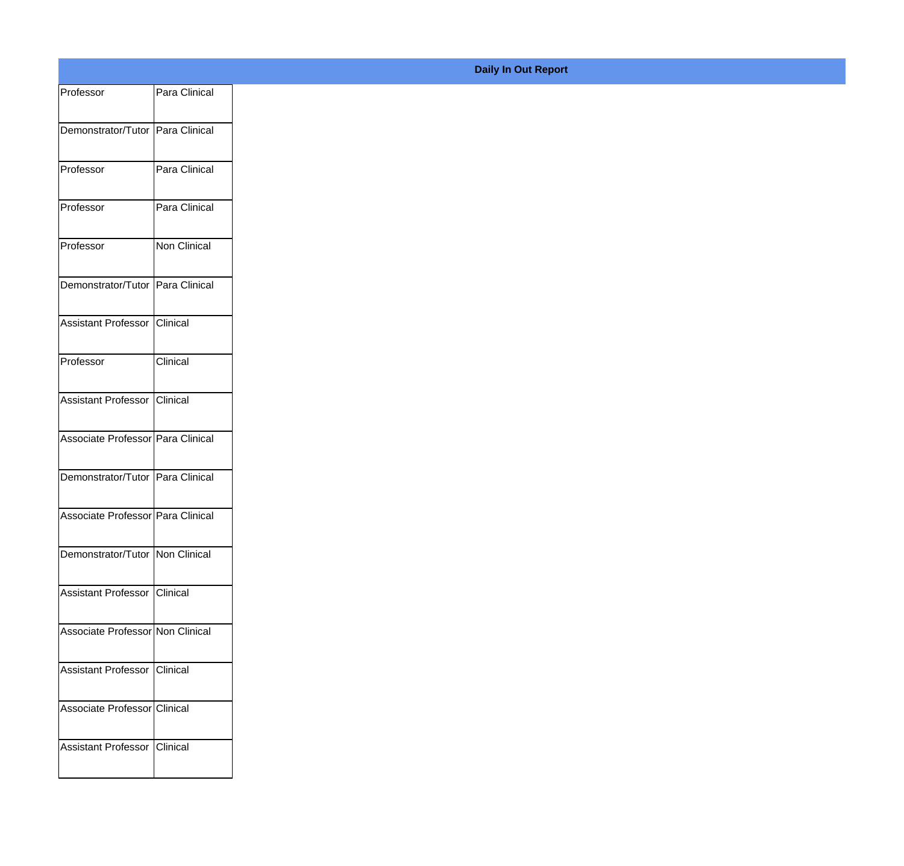**Daily In Out Report**

| | |
|---|---|
| Professor | Para Clinical |
| Demonstrator/Tutor | Para Clinical |
| Professor | Para Clinical |
| Professor | Para Clinical |
| Professor | Non Clinical |
| Demonstrator/Tutor | Para Clinical |
| Assistant Professor | Clinical |
| Professor | Clinical |
| Assistant Professor | Clinical |
| Associate Professor | Para Clinical |
| Demonstrator/Tutor | Para Clinical |
| Associate Professor | Para Clinical |
| Demonstrator/Tutor | Non Clinical |
| Assistant Professor | Clinical |
| Associate Professor | Non Clinical |
| Assistant Professor | Clinical |
| Associate Professor | Clinical |
| Assistant Professor | Clinical |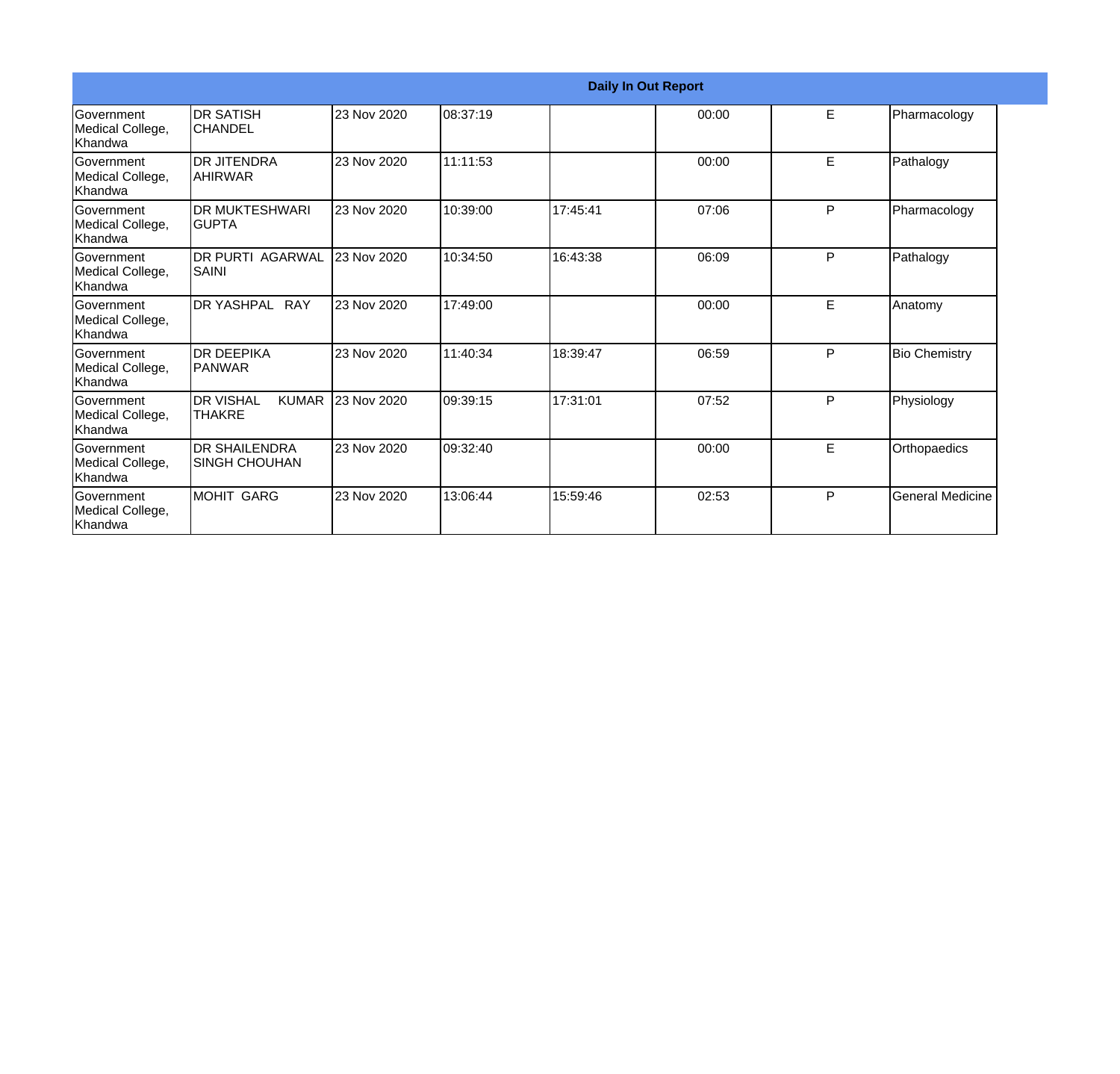| Daily In Out Report | | | | | | | |
|---|---|---|---|---|---|---|---|
| Government Medical College, Khandwa | DR SATISH CHANDEL | 23 Nov 2020 | 08:37:19 | | 00:00 | E | Pharmacology |
| Government Medical College, Khandwa | DR JITENDRA AHIRWAR | 23 Nov 2020 | 11:11:53 | | 00:00 | E | Pathalogy |
| Government Medical College, Khandwa | DR MUKTESHWARI GUPTA | 23 Nov 2020 | 10:39:00 | 17:45:41 | 07:06 | P | Pharmacology |
| Government Medical College, Khandwa | DR PURTI AGARWAL SAINI | 23 Nov 2020 | 10:34:50 | 16:43:38 | 06:09 | P | Pathalogy |
| Government Medical College, Khandwa | DR YASHPAL RAY | 23 Nov 2020 | 17:49:00 | | 00:00 | E | Anatomy |
| Government Medical College, Khandwa | DR DEEPIKA PANWAR | 23 Nov 2020 | 11:40:34 | 18:39:47 | 06:59 | P | Bio Chemistry |
| Government Medical College, Khandwa | DR VISHAL KUMAR THAKRE | 23 Nov 2020 | 09:39:15 | 17:31:01 | 07:52 | P | Physiology |
| Government Medical College, Khandwa | DR SHAILENDRA SINGH CHOUHAN | 23 Nov 2020 | 09:32:40 | | 00:00 | E | Orthopaedics |
| Government Medical College, Khandwa | MOHIT GARG | 23 Nov 2020 | 13:06:44 | 15:59:46 | 02:53 | P | General Medicine |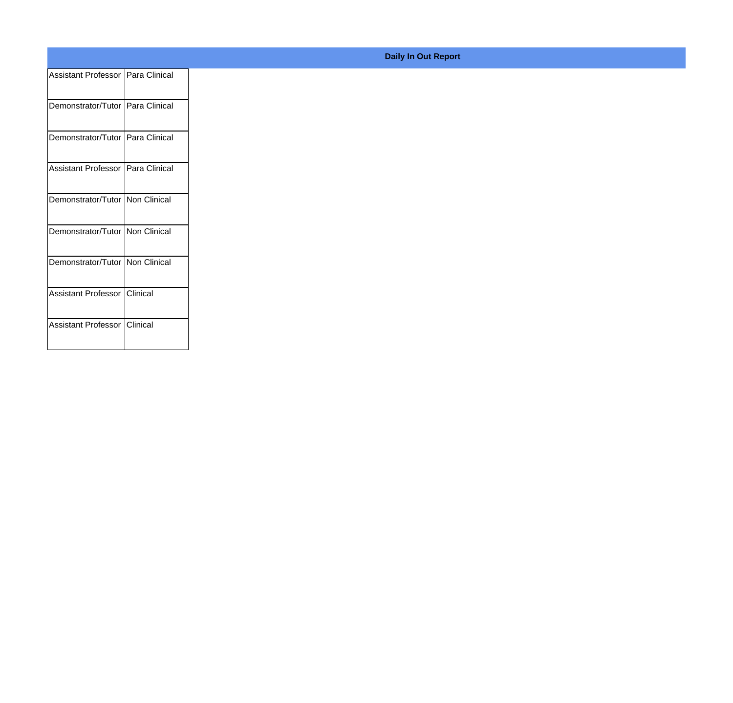**Daily In Out Report**

| | |
|---|---|
| Assistant Professor | Para Clinical |
| Demonstrator/Tutor | Para Clinical |
| Demonstrator/Tutor | Para Clinical |
| Assistant Professor | Para Clinical |
| Demonstrator/Tutor | Non Clinical |
| Demonstrator/Tutor | Non Clinical |
| Demonstrator/Tutor | Non Clinical |
| Assistant Professor | Clinical |
| Assistant Professor | Clinical |